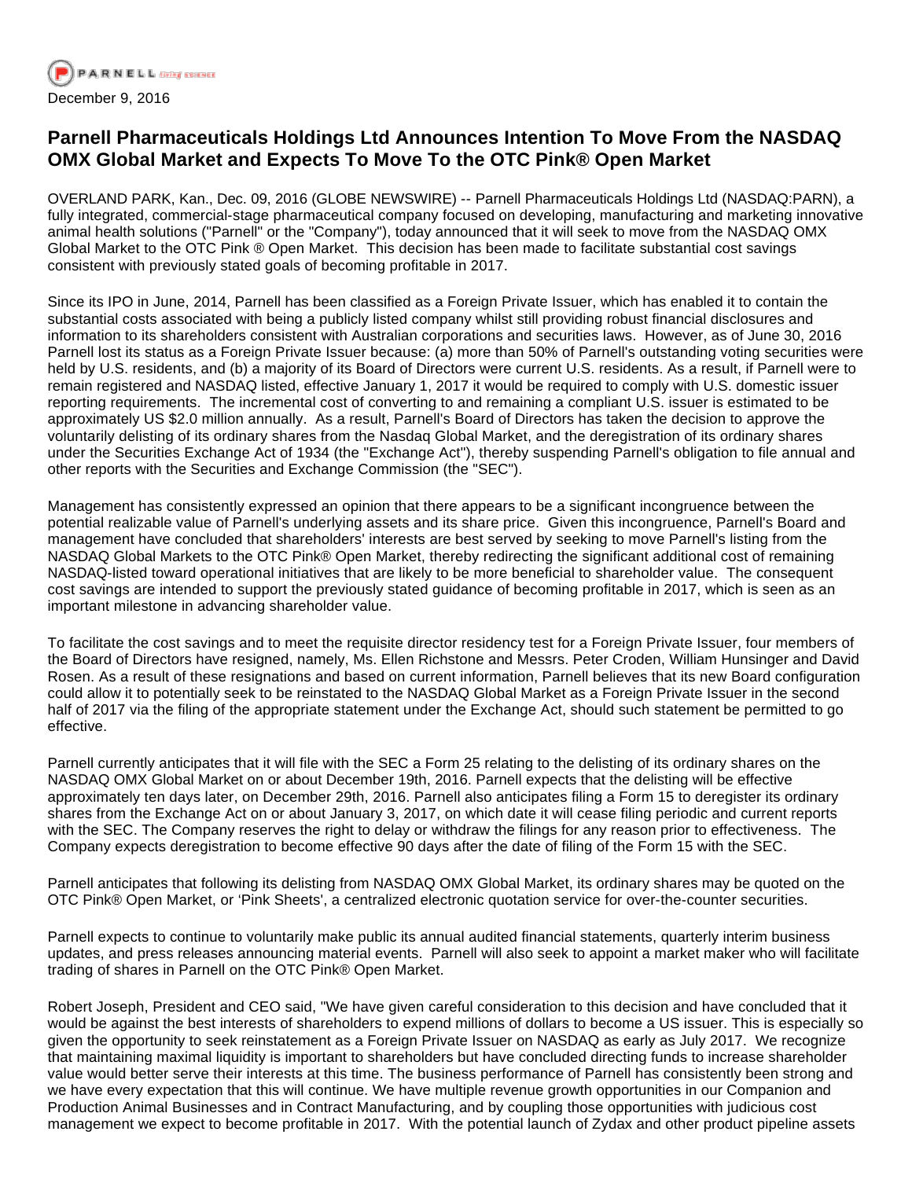December 9, 2016

# Parnell Pharmaceuticals Holdings Ltd Announces Intention To Move From the NASDAQ OMX Global Market and Expects To Move To the OTC Pink® Open Market

OVERLAND PARK, Kan., Dec. 09, 2016 (GLOBE NEWSWIRE) -- Parnell Pharmaceuticals Holdings Ltd (NASDAQ:PARN), a fully integrated, commercial-stage pharmaceutical company focused on developing, manufacturing and marketing innovative animal health solutions ("Parnell" or the "Company"), today announced that it will seek to move from the NASDAQ OMX Global Market to the OTC Pink ® Open Market. This decision has been made to facilitate substantial cost savings consistent with previously stated goals of becoming profitable in 2017.

Since its IPO in June, 2014, Parnell has been classified as a Foreign Private Issuer, which has enabled it to contain the substantial costs associated with being a publicly listed company whilst still providing robust financial disclosures and information to its shareholders consistent with Australian corporations and securities laws. However, as of June 30, 2016 Parnell lost its status as a Foreign Private Issuer because: (a) more than 50% of Parnell's outstanding voting securities were held by U.S. residents, and (b) a majority of its Board of Directors were current U.S. residents. As a result, if Parnell were to remain registered and NASDAQ listed, effective January 1, 2017 it would be required to comply with U.S. domestic issuer reporting requirements. The incremental cost of converting to and remaining a compliant U.S. issuer is estimated to be approximately US $2.0 million annually. As a result, Parnell's Board of Directors has taken the decision to approve the voluntarily delisting of its ordinary shares from the Nasdaq Global Market, and the deregistration of its ordinary shares under the Securities Exchange Act of 1934 (the "Exchange Act"), thereby suspending Parnell's obligation to file annual and other reports with the Securities and Exchange Commission (the "SEC").

Management has consistently expressed an opinion that there appears to be a significant incongruence between the potential realizable value of Parnell's underlying assets and its share price. Given this incongruence, Parnell's Board and management have concluded that shareholders' interests are best served by seeking to move Parnell's listing from the NASDAQ Global Markets to the OTC Pink® Open Market, thereby redirecting the significant additional cost of remaining NASDAQ-listed toward operational initiatives that are likely to be more beneficial to shareholder value. The consequent cost savings are intended to support the previously stated guidance of becoming profitable in 2017, which is seen as an important milestone in advancing shareholder value.

To facilitate the cost savings and to meet the requisite director residency test for a Foreign Private Issuer, four members of the Board of Directors have resigned, namely, Ms. Ellen Richstone and Messrs. Peter Croden, William Hunsinger and David Rosen. As a result of these resignations and based on current information, Parnell believes that its new Board configuration could allow it to potentially seek to be reinstated to the NASDAQ Global Market as a Foreign Private Issuer in the second half of 2017 via the filing of the appropriate statement under the Exchange Act, should such statement be permitted to go effective.

Parnell currently anticipates that it will file with the SEC a Form 25 relating to the delisting of its ordinary shares on the NASDAQ OMX Global Market on or about December 19th, 2016. Parnell expects that the delisting will be effective approximately ten days later, on December 29th, 2016. Parnell also anticipates filing a Form 15 to deregister its ordinary shares from the Exchange Act on or about January 3, 2017, on which date it will cease filing periodic and current reports with the SEC. The Company reserves the right to delay or withdraw the filings for any reason prior to effectiveness. The Company expects deregistration to become effective 90 days after the date of filing of the Form 15 with the SEC.

Parnell anticipates that following its delisting from NASDAQ OMX Global Market, its ordinary shares may be quoted on the OTC Pink® Open Market, or 'Pink Sheets', a centralized electronic quotation service for over-the-counter securities.

Parnell expects to continue to voluntarily make public its annual audited financial statements, quarterly interim business updates, and press releases announcing material events. Parnell will also seek to appoint a market maker who will facilitate trading of shares in Parnell on the OTC Pink® Open Market.

Robert Joseph, President and CEO said, "We have given careful consideration to this decision and have concluded that it would be against the best interests of shareholders to expend millions of dollars to become a US issuer. This is especially so given the opportunity to seek reinstatement as a Foreign Private Issuer on NASDAQ as early as July 2017. We recognize that maintaining maximal liquidity is important to shareholders but have concluded directing funds to increase shareholder value would better serve their interests at this time. The business performance of Parnell has consistently been strong and we have every expectation that this will continue. We have multiple revenue growth opportunities in our Companion and Production Animal Businesses and in Contract Manufacturing, and by coupling those opportunities with judicious cost management we expect to become profitable in 2017. With the potential launch of Zydax and other product pipeline assets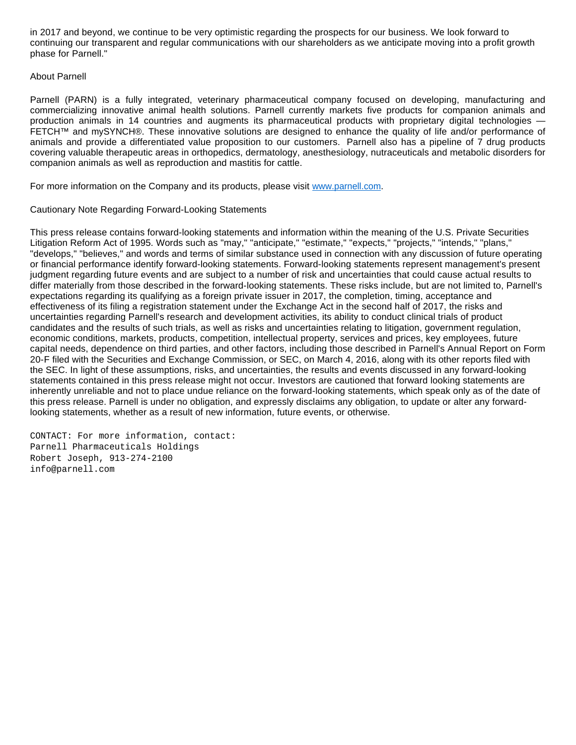in 2017 and beyond, we continue to be very optimistic regarding the prospects for our business. We look forward to continuing our transparent and regular communications with our shareholders as we anticipate moving into a profit growth phase for Parnell."

About Parnell

Parnell (PARN) is a fully integrated, veterinary pharmaceutical company focused on developing, manufacturing and commercializing innovative animal health solutions. Parnell currently markets five products for companion animals and production animals in 14 countries and augments its pharmaceutical products with proprietary digital technologies — FETCH™ and mySYNCH®. These innovative solutions are designed to enhance the quality of life and/or performance of animals and provide a differentiated value proposition to our customers. Parnell also has a pipeline of 7 drug products covering valuable therapeutic areas in orthopedics, dermatology, anesthesiology, nutraceuticals and metabolic disorders for companion animals as well as reproduction and mastitis for cattle.

For more information on the Company and its products, please visit [www.parnell.com](www.parnell.com).

Cautionary Note Regarding Forward-Looking Statements

This press release contains forward-looking statements and information within the meaning of the U.S. Private Securities Litigation Reform Act of 1995. Words such as "may," "anticipate," "estimate," "expects," "projects," "intends," "plans," "develops," "believes," and words and terms of similar substance used in connection with any discussion of future operating or financial performance identify forward-looking statements. Forward-looking statements represent management's present judgment regarding future events and are subject to a number of risk and uncertainties that could cause actual results to differ materially from those described in the forward-looking statements. These risks include, but are not limited to, Parnell's expectations regarding its qualifying as a foreign private issuer in 2017, the completion, timing, acceptance and effectiveness of its filing a registration statement under the Exchange Act in the second half of 2017, the risks and uncertainties regarding Parnell's research and development activities, its ability to conduct clinical trials of product candidates and the results of such trials, as well as risks and uncertainties relating to litigation, government regulation, economic conditions, markets, products, competition, intellectual property, services and prices, key employees, future capital needs, dependence on third parties, and other factors, including those described in Parnell's Annual Report on Form 20-F filed with the Securities and Exchange Commission, or SEC, on March 4, 2016, along with its other reports filed with the SEC. In light of these assumptions, risks, and uncertainties, the results and events discussed in any forward-looking statements contained in this press release might not occur. Investors are cautioned that forward looking statements are inherently unreliable and not to place undue reliance on the forward-looking statements, which speak only as of the date of this press release. Parnell is under no obligation, and expressly disclaims any obligation, to update or alter any forward-looking statements, whether as a result of new information, future events, or otherwise.

```
CONTACT: For more information, contact:
Parnell Pharmaceuticals Holdings
Robert Joseph, 913-274-2100
info@parnell.com
```